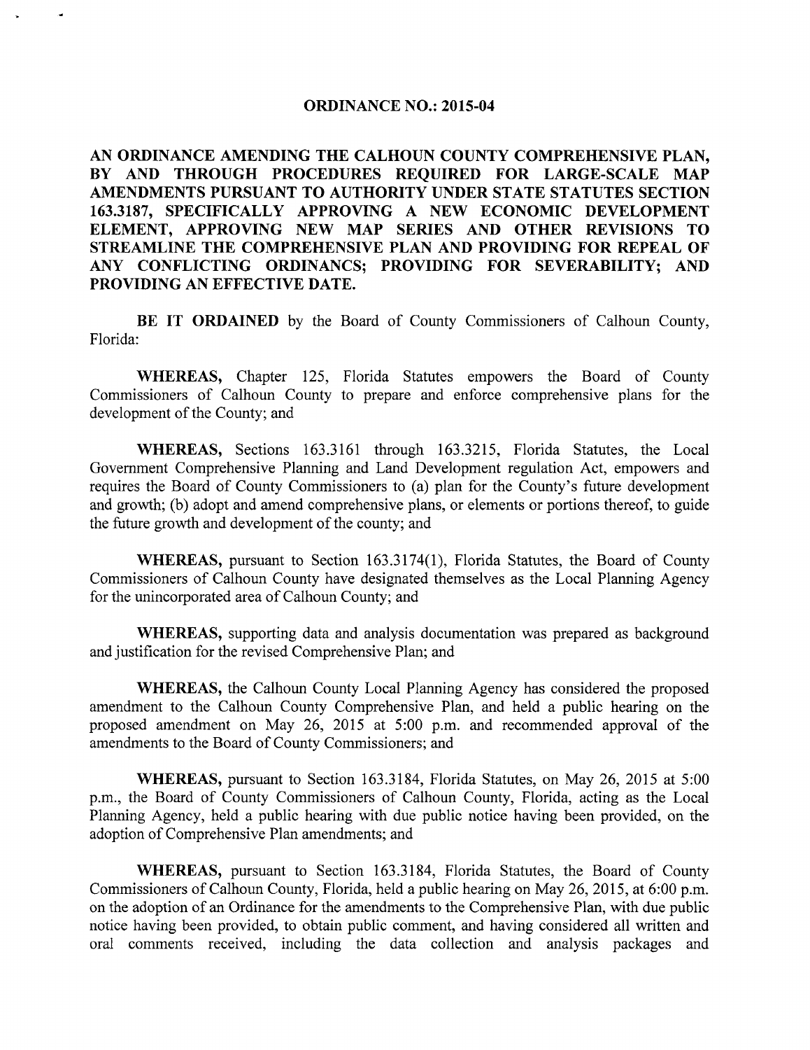# ORDINANCE NO.: 2015-04

**AN ORDINANCE AMENDING THE CALHOUN COUNTY COMPREHENSIVE PLAN, BY AND THROUGH PROCEDURES REQUIRED FOR LARGE-SCALE MAP AMENDMENTS PURSUANT TO AUTHORITY UNDER STATE STATUTES SECTION 163.3187, SPECIFICALLY APPROVING A NEW ECONOMIC DEVELOPMENT ELEMENT, APPROVING NEW MAP SERIES AND OTHER REVISIONS TO STREAMLINE THE COMPREHENSIVE PLAN AND PROVIDING FOR REPEAL OF ANY CONFLICTING ORDINANCS; PROVIDING FOR SEVERABILITY; AND PROVIDING AN EFFECTIVE DATE.**

**BE IT ORDAINED** by the Board of County Commissioners of Calhoun County, Florida:

**WHEREAS,** Chapter 125, Florida Statutes empowers the Board of County Commissioners of Calhoun County to prepare and enforce comprehensive plans for the development of the County; and

**WHEREAS,** Sections 163.3161 through 163.3215, Florida Statutes, the Local Government Comprehensive Planning and Land Development regulation Act, empowers and requires the Board of County Commissioners to (a) plan for the County's future development and growth; (b) adopt and amend comprehensive plans, or elements or portions thereof, to guide the future growth and development of the county; and

**WHEREAS,** pursuant to Section 163.3174(1), Florida Statutes, the Board of County Commissioners of Calhoun County have designated themselves as the Local Planning Agency for the unincorporated area of Calhoun County; and

**WHEREAS,** supporting data and analysis documentation was prepared as background and justification for the revised Comprehensive Plan; and

**WHEREAS,** the Calhoun County Local Planning Agency has considered the proposed amendment to the Calhoun County Comprehensive Plan, and held a public hearing on the proposed amendment on May 26, 2015 at 5:00 p.m. and recommended approval of the amendments to the Board of County Commissioners; and

**WHEREAS,** pursuant to Section 163.3184, Florida Statutes, on May 26, 2015 at 5:00 p.m., the Board of County Commissioners of Calhoun County, Florida, acting as the Local Planning Agency, held a public hearing with due public notice having been provided, on the adoption of Comprehensive Plan amendments; and

**WHEREAS,** pursuant to Section 163.3184, Florida Statutes, the Board of County Commissioners of Calhoun County, Florida, held a public hearing on May 26, 2015, at 6:00 p.m. on the adoption of an Ordinance for the amendments to the Comprehensive Plan, with due public notice having been provided, to obtain public comment, and having considered all written and oral comments received, including the data collection and analysis packages and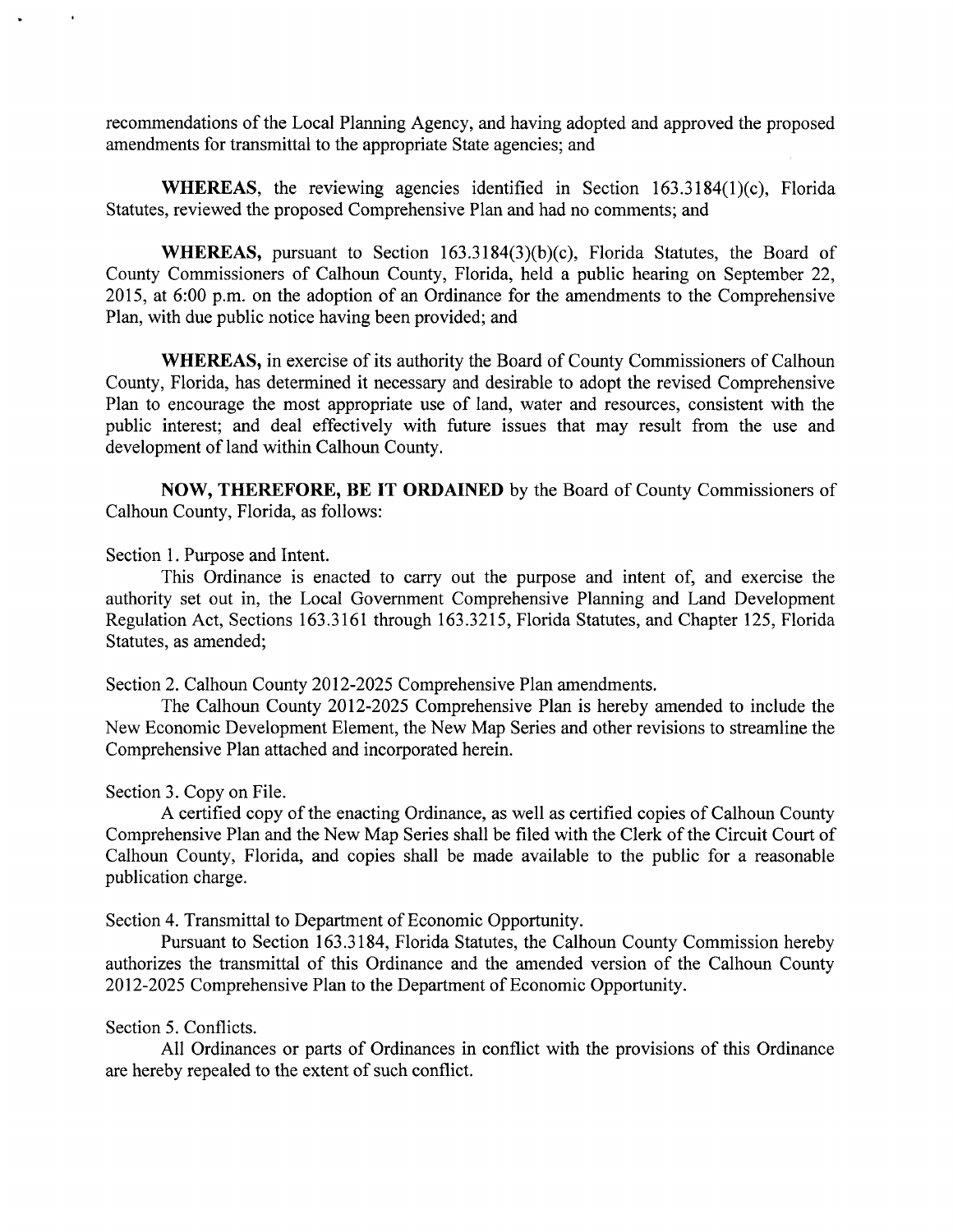recommendations of the Local Planning Agency, and having adopted and approved the proposed amendments for transmittal to the appropriate State agencies; and

**WHEREAS**, the reviewing agencies identified in Section 163.3184(1)(c), Florida Statutes, reviewed the proposed Comprehensive Plan and had no comments; and

**WHEREAS,** pursuant to Section 163.3184(3)(b)(c), Florida Statutes, the Board of County Commissioners of Calhoun County, Florida, held a public hearing on September 22, 2015, at 6:00 p.m. on the adoption of an Ordinance for the amendments to the Comprehensive Plan, with due public notice having been provided; and

**WHEREAS,** in exercise of its authority the Board of County Commissioners of Calhoun County, Florida, has determined it necessary and desirable to adopt the revised Comprehensive Plan to encourage the most appropriate use of land, water and resources, consistent with the public interest; and deal effectively with future issues that may result from the use and development of land within Calhoun County.

**NOW, THEREFORE, BE IT ORDAINED** by the Board of County Commissioners of Calhoun County, Florida, as follows:

Section 1. Purpose and Intent.

This Ordinance is enacted to carry out the purpose and intent of, and exercise the authority set out in, the Local Government Comprehensive Planning and Land Development Regulation Act, Sections 163.3161 through 163.3215, Florida Statutes, and Chapter 125, Florida Statutes, as amended;

Section 2. Calhoun County 2012-2025 Comprehensive Plan amendments.

The Calhoun County 2012-2025 Comprehensive Plan is hereby amended to include the New Economic Development Element, the New Map Series and other revisions to streamline the Comprehensive Plan attached and incorporated herein.

Section 3. Copy on File.

A certified copy of the enacting Ordinance, as well as certified copies of Calhoun County Comprehensive Plan and the New Map Series shall be filed with the Clerk of the Circuit Court of Calhoun County, Florida, and copies shall be made available to the public for a reasonable publication charge.

Section 4. Transmittal to Department of Economic Opportunity.

Pursuant to Section 163.3184, Florida Statutes, the Calhoun County Commission hereby authorizes the transmittal of this Ordinance and the amended version of the Calhoun County 2012-2025 Comprehensive Plan to the Department of Economic Opportunity.

Section 5. Conflicts.

All Ordinances or parts of Ordinances in conflict with the provisions of this Ordinance are hereby repealed to the extent of such conflict.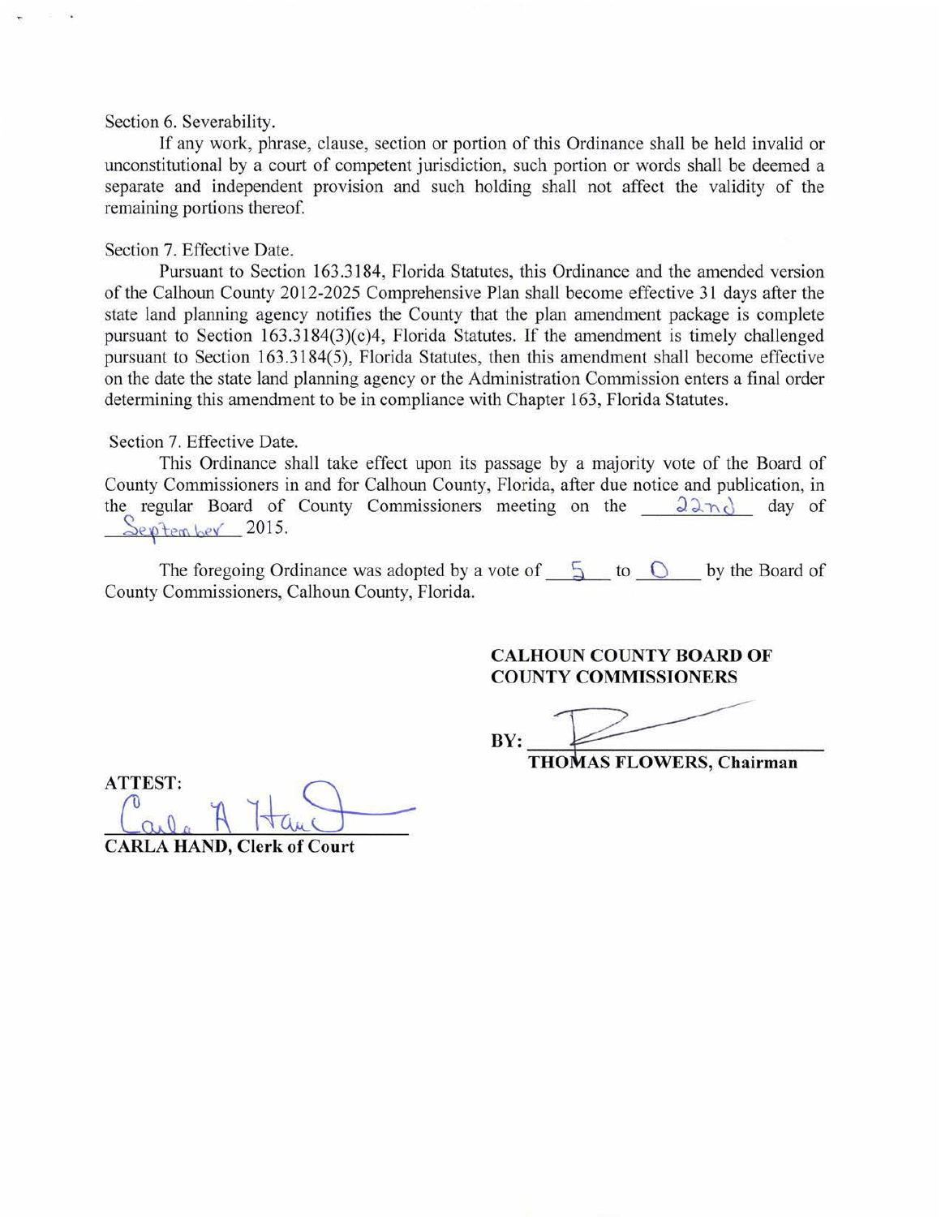Section 6. Severability.

If any work, phrase, clause, section or portion of this Ordinance shall be held invalid or unconstitutional by a court of competent jurisdiction, such portion or words shall be deemed a separate and independent provision and such holding shall not affect the validity of the remaining portions thereof.

Section 7. Effective Date.

Pursuant to Section 163.3184, Florida Statutes, this Ordinance and the amended version of the Calhoun County 2012-2025 Comprehensive Plan shall become effective 31 days after the state land planning agency notifies the County that the plan amendment package is complete pursuant to Section 163.3184(3)(c)4, Florida Statutes. If the amendment is timely challenged pursuant to Section 163.3184(5), Florida Statutes, then this amendment shall become effective on the date the state land planning agency or the Administration Commission enters a final order determining this amendment to be in compliance with Chapter 163, Florida Statutes.

Section 7. Effective Date.

This Ordinance shall take effect upon its passage by a majority vote of the Board of County Commissioners in and for Calhoun County, Florida, after due notice and publication, in the regular Board of County Commissioners meeting on the 22nd day of September 2015.

The foregoing Ordinance was adopted by a vote of 5 to 0 by the Board of County Commissioners, Calhoun County, Florida.

**CALHOUN COUNTY BOARD OF COUNTY COMMISSIONERS**

**BY:** ______________________________

**THOMAS FLOWERS, Chairman**

**ATTEST:**

______________________________

**CARLA HAND, Clerk of Court**